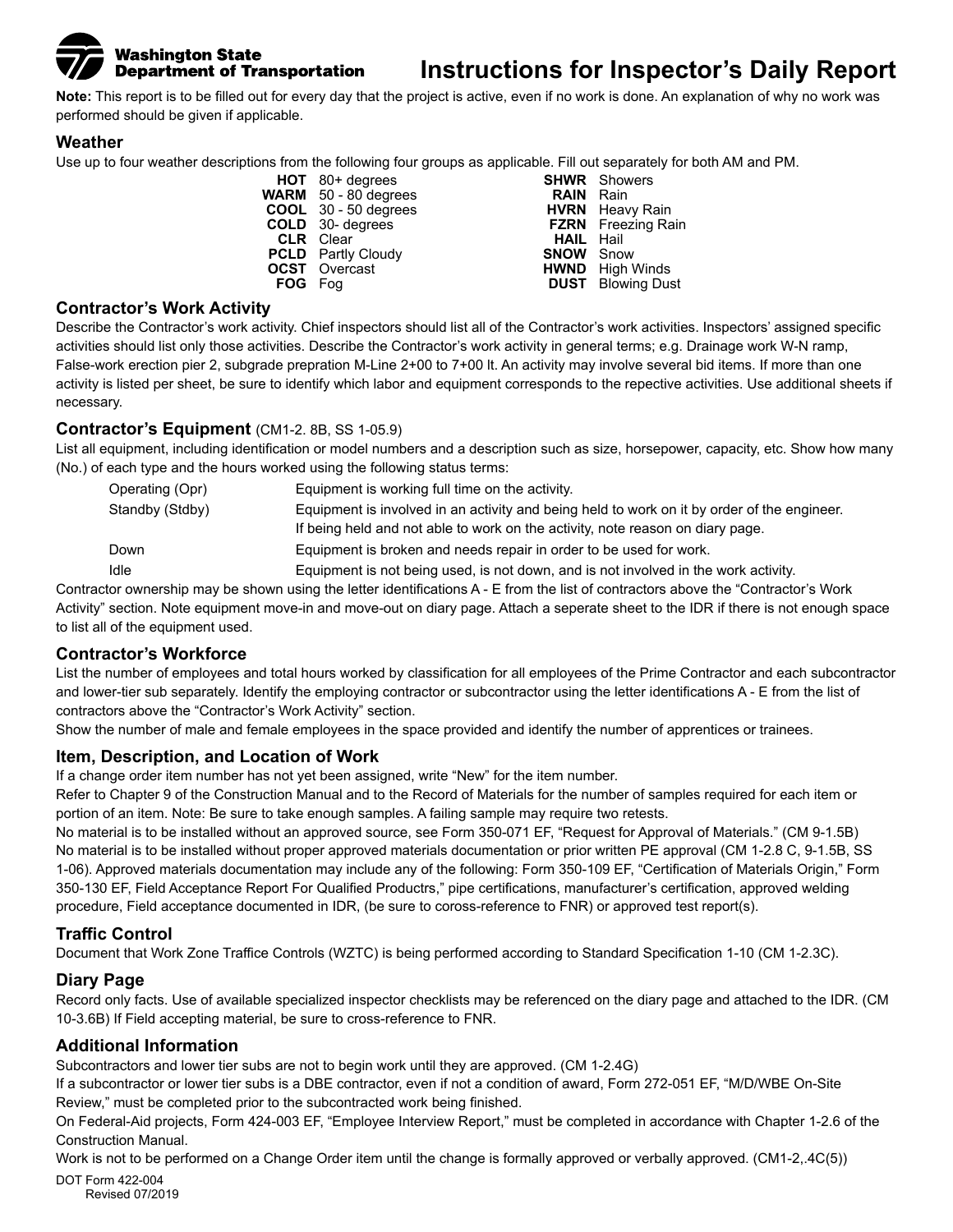Washington State Department of Transportation

# Instructions for Inspector's Daily Report

**Note:** This report is to be filled out for every day that the project is active, even if no work is done. An explanation of why no work was performed should be given if applicable.

## Weather

Use up to four weather descriptions from the following four groups as applicable. Fill out separately for both AM and PM.

| | | | |
|---|---|---|---|
| **HOT** | 80+ degrees | **SHWR** | Showers |
| **WARM** | 50 - 80 degrees | **RAIN** | Rain |
| **COOL** | 30 - 50 degrees | **HVRN** | Heavy Rain |
| **COLD** | 30- degrees | **FZRN** | Freezing Rain |
| **CLR** | Clear | **HAIL** | Hail |
| **PCLD** | Partly Cloudy | **SNOW** | Snow |
| **OCST** | Overcast | **HWND** | High Winds |
| **FOG** | Fog | **DUST** | Blowing Dust |

## Contractor's Work Activity

Describe the Contractor's work activity. Chief inspectors should list all of the Contractor's work activities. Inspectors' assigned specific activities should list only those activities. Describe the Contractor's work activity in general terms; e.g. Drainage work W-N ramp, False-work erection pier 2, subgrade prepration M-Line 2+00 to 7+00 lt. An activity may involve several bid items. If more than one activity is listed per sheet, be sure to identify which labor and equipment corresponds to the repective activities. Use additional sheets if necessary.

## Contractor's Equipment (CM1-2. 8B, SS 1-05.9)

List all equipment, including identification or model numbers and a description such as size, horsepower, capacity, etc. Show how many (No.) of each type and the hours worked using the following status terms:

| | |
|---|---|
| Operating (Opr) | Equipment is working full time on the activity. |
| Standby (Stdby) | Equipment is involved in an activity and being held to work on it by order of the engineer. If being held and not able to work on the activity, note reason on diary page. |
| Down | Equipment is broken and needs repair in order to be used for work. |
| Idle | Equipment is not being used, is not down, and is not involved in the work activity. |

Contractor ownership may be shown using the letter identifications A - E from the list of contractors above the "Contractor's Work Activity" section. Note equipment move-in and move-out on diary page. Attach a seperate sheet to the IDR if there is not enough space to list all of the equipment used.

## Contractor's Workforce

List the number of employees and total hours worked by classification for all employees of the Prime Contractor and each subcontractor and lower-tier sub separately. Identify the employing contractor or subcontractor using the letter identifications A - E from the list of contractors above the "Contractor's Work Activity" section.

Show the number of male and female employees in the space provided and identify the number of apprentices or trainees.

## Item, Description, and Location of Work

If a change order item number has not yet been assigned, write "New" for the item number.

Refer to Chapter 9 of the Construction Manual and to the Record of Materials for the number of samples required for each item or portion of an item. Note: Be sure to take enough samples. A failing sample may require two retests.

No material is to be installed without an approved source, see Form 350-071 EF, "Request for Approval of Materials." (CM 9-1.5B)

No material is to be installed without proper approved materials documentation or prior written PE approval (CM 1-2.8 C, 9-1.5B, SS 1-06). Approved materials documentation may include any of the following: Form 350-109 EF, "Certification of Materials Origin," Form 350-130 EF, Field Acceptance Report For Qualified Productrs," pipe certifications, manufacturer's certification, approved welding procedure, Field acceptance documented in IDR, (be sure to coross-reference to FNR) or approved test report(s).

## Traffic Control

Document that Work Zone Traffice Controls (WZTC) is being performed according to Standard Specification 1-10 (CM 1-2.3C).

## Diary Page

Record only facts. Use of available specialized inspector checklists may be referenced on the diary page and attached to the IDR. (CM 10-3.6B) If Field accepting material, be sure to cross-reference to FNR.

## Additional Information

Subcontractors and lower tier subs are not to begin work until they are approved. (CM 1-2.4G)

If a subcontractor or lower tier subs is a DBE contractor, even if not a condition of award, Form 272-051 EF, "M/D/WBE On-Site Review," must be completed prior to the subcontracted work being finished.

On Federal-Aid projects, Form 424-003 EF, "Employee Interview Report," must be completed in accordance with Chapter 1-2.6 of the Construction Manual.

Work is not to be performed on a Change Order item until the change is formally approved or verbally approved. (CM1-2,.4C(5))

DOT Form 422-004
Revised 07/2019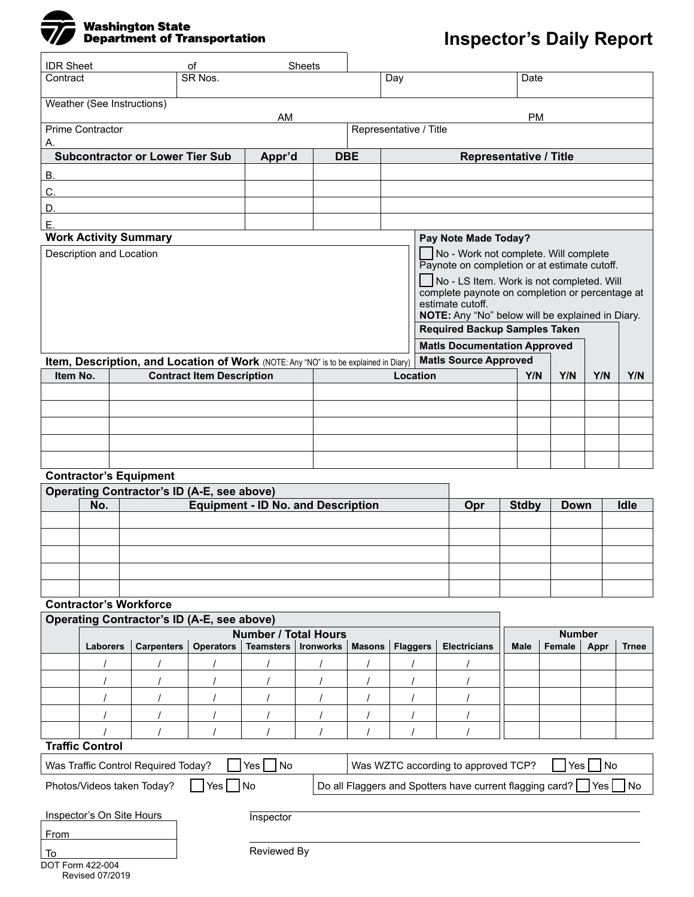Washington State Department of Transportation

# Inspector's Daily Report

IDR Sheet ____ of ____ Sheets

| Contract | SR Nos. | Day | Date |
|---|---|---|---|
| | | | |

Weather (See Instructions)

AM ____ PM ____

| Prime Contractor | Representative / Title |
|---|---|
| A. | |

| Subcontractor or Lower Tier Sub | Appr'd | DBE | Representative / Title |
|---|---|---|---|
| B. | | | |
| C. | | | |
| D. | | | |
| E. | | | |

## Work Activity Summary

Description and Location

**Pay Note Made Today?**

☐ No - Work not complete. Will complete Paynote on completion or at estimate cutoff.

☐ No - LS Item. Work is not completed. Will complete paynote on completion or percentage at estimate cutoff.

**NOTE:** Any "No" below will be explained in Diary.

## Item, Description, and Location of Work (NOTE: Any "NO" is to be explained in Diary)

| Item No. | Contract Item Description | Location | Matls Source Approved Y/N | Matls Documentation Approved Y/N | Required Backup Samples Taken Y/N | Pay Note Made Today? Y/N |
|---|---|---|---|---|---|---|
| | | | | | | |
| | | | | | | |
| | | | | | | |
| | | | | | | |
| | | | | | | |

## Contractor's Equipment

| Operating Contractor's ID (A-E, see above) | No. | Equipment - ID No. and Description | Opr | Stdby | Down | Idle |
|---|---|---|---|---|---|---|
| | | | | | | |
| | | | | | | |
| | | | | | | |
| | | | | | | |
| | | | | | | |

## Contractor's Workforce

| Operating Contractor's ID (A-E, see above) | Number / Total Hours | | | | | | | | Number | | | |
|---|---|---|---|---|---|---|---|---|---|---|---|---|
| | Laborers | Carpenters | Operators | Teamsters | Ironworks | Masons | Flaggers | Electricians | Male | Female | Appr | Trnee |
| | / | / | / | / | / | / | / | / | | | | |
| | / | / | / | / | / | / | / | / | | | | |
| | / | / | / | / | / | / | / | / | | | | |
| | / | / | / | / | / | / | / | / | | | | |
| | / | / | / | / | / | / | / | / | | | | |

## Traffic Control

Was Traffic Control Required Today? ☐ Yes ☐ No

Was WZTC according to approved TCP? ☐ Yes ☐ No

Photos/Videos taken Today? ☐ Yes ☐ No

Do all Flaggers and Spotters have current flagging card? ☐ Yes ☐ No

Inspector's On Site Hours

From ____

To ____

Inspector ____

Reviewed By ____

DOT Form 422-004
Revised 07/2019